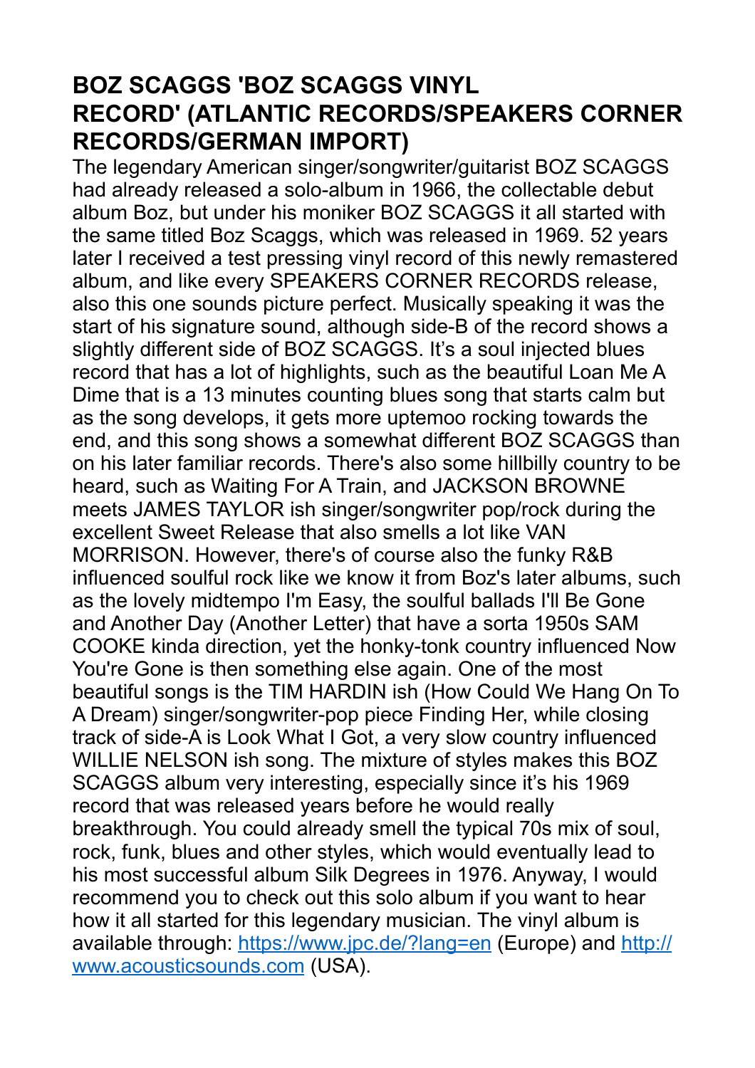# BOZ SCAGGS 'BOZ SCAGGS VINYL RECORD' (ATLANTIC RECORDS/SPEAKERS CORNER RECORDS/GERMAN IMPORT)

The legendary American singer/songwriter/guitarist BOZ SCAGGS had already released a solo-album in 1966, the collectable debut album Boz, but under his moniker BOZ SCAGGS it all started with the same titled Boz Scaggs, which was released in 1969. 52 years later I received a test pressing vinyl record of this newly remastered album, and like every SPEAKERS CORNER RECORDS release, also this one sounds picture perfect. Musically speaking it was the start of his signature sound, although side-B of the record shows a slightly different side of BOZ SCAGGS. It's a soul injected blues record that has a lot of highlights, such as the beautiful Loan Me A Dime that is a 13 minutes counting blues song that starts calm but as the song develops, it gets more uptemoo rocking towards the end, and this song shows a somewhat different BOZ SCAGGS than on his later familiar records. There's also some hillbilly country to be heard, such as Waiting For A Train, and JACKSON BROWNE meets JAMES TAYLOR ish singer/songwriter pop/rock during the excellent Sweet Release that also smells a lot like VAN MORRISON. However, there's of course also the funky R&B influenced soulful rock like we know it from Boz's later albums, such as the lovely midtempo I'm Easy, the soulful ballads I'll Be Gone and Another Day (Another Letter) that have a sorta 1950s SAM COOKE kinda direction, yet the honky-tonk country influenced Now You're Gone is then something else again. One of the most beautiful songs is the TIM HARDIN ish (How Could We Hang On To A Dream) singer/songwriter-pop piece Finding Her, while closing track of side-A is Look What I Got, a very slow country influenced WILLIE NELSON ish song. The mixture of styles makes this BOZ SCAGGS album very interesting, especially since it's his 1969 record that was released years before he would really breakthrough. You could already smell the typical 70s mix of soul, rock, funk, blues and other styles, which would eventually lead to his most successful album Silk Degrees in 1976. Anyway, I would recommend you to check out this solo album if you want to hear how it all started for this legendary musician. The vinyl album is available through: [https://www.jpc.de/?lang=en](https://www.jpc.de/?lang=en) (Europe) and [http://www.acousticsounds.com](http://www.acousticsounds.com) (USA).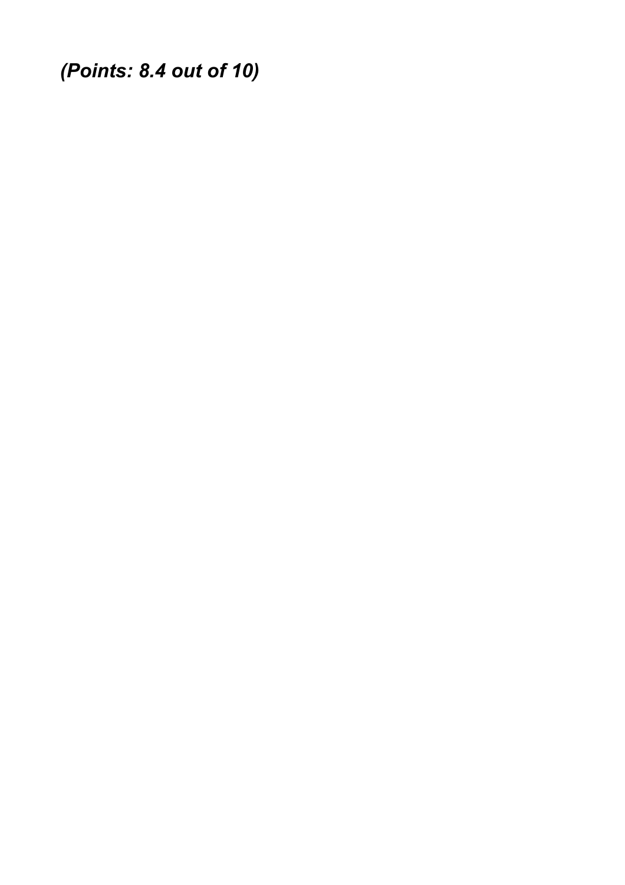*(Points: 8.4 out of 10)*